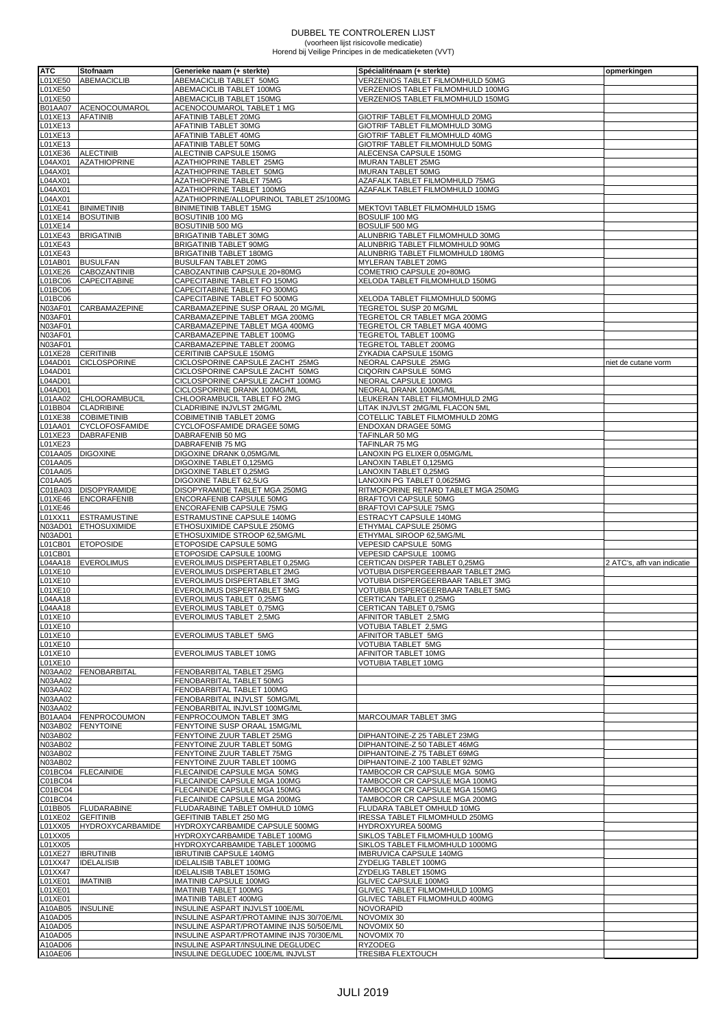# DUBBEL TE CONTROLEREN LIJST

(voorheen lijst risicovolle medicatie)

Horend bij Veilige Principes in de medicatieketen (VVT)

| ATC | Stofnaam | Generieke naam (+ sterkte) | Spécialiténaam (+ sterkte) | opmerkingen |
|---|---|---|---|---|
| L01XE50 | ABEMACICLIB | ABEMACICLIB TABLET 50MG | VERZENIOS TABLET FILMOMHULD 50MG | |
| L01XE50 | | ABEMACICLIB TABLET 100MG | VERZENIOS TABLET FILMOMHULD 100MG | |
| L01XE50 | | ABEMACICLIB TABLET 150MG | VERZENIOS TABLET FILMOMHULD 150MG | |
| B01AA07 | ACENOCOUMAROL | ACENOCOUMAROL TABLET 1 MG | | |
| L01XE13 | AFATINIB | AFATINIB TABLET 20MG | GIOTRIF TABLET FILMOMHULD 20MG | |
| L01XE13 | | AFATINIB TABLET 30MG | GIOTRIF TABLET FILMOMHULD 30MG | |
| L01XE13 | | AFATINIB TABLET 40MG | GIOTRIF TABLET FILMOMHULD 40MG | |
| L01XE13 | | AFATINIB TABLET 50MG | GIOTRIF TABLET FILMOMHULD 50MG | |
| L01XE36 | ALECTINIB | ALECTINIB CAPSULE 150MG | ALECENSA CAPSULE 150MG | |
| L04AX01 | AZATHIOPRINE | AZATHIOPRINE TABLET 25MG | IMURAN TABLET 25MG | |
| L04AX01 | | AZATHIOPRINE TABLET 50MG | IMURAN TABLET 50MG | |
| L04AX01 | | AZATHIOPRINE TABLET 75MG | AZAFALK TABLET FILMOMHULD 75MG | |
| L04AX01 | | AZATHIOPRINE TABLET 100MG | AZAFALK TABLET FILMOMHULD 100MG | |
| L04AX01 | | AZATHIOPRINE/ALLOPURINOL TABLET 25/100MG | | |
| L01XE41 | BINIMETINIB | BINIMETINIB TABLET 15MG | MEKTOVI TABLET FILMOMHULD 15MG | |
| L01XE14 | BOSUTINIB | BOSUTINIB 100 MG | BOSULIF 100 MG | |
| L01XE14 | | BOSUTINIB 500 MG | BOSULIF 500 MG | |
| L01XE43 | BRIGATINIB | BRIGATINIB TABLET 30MG | ALUNBRIG TABLET FILMOMHULD 30MG | |
| L01XE43 | | BRIGATINIB TABLET 90MG | ALUNBRIG TABLET FILMOMHULD 90MG | |
| L01XE43 | | BRIGATINIB TABLET 180MG | ALUNBRIG TABLET FILMOMHULD 180MG | |
| L01AB01 | BUSULFAN | BUSULFAN TABLET 20MG | MYLERAN TABLET 20MG | |
| L01XE26 | CABOZANTINIB | CABOZANTINIB CAPSULE 20+80MG | COMETRIO CAPSULE 20+80MG | |
| L01BC06 | CAPECITABINE | CAPECITABINE TABLET FO 150MG | XELODA TABLET FILMOMHULD 150MG | |
| L01BC06 | | CAPECITABINE TABLET FO 300MG | | |
| L01BC06 | | CAPECITABINE TABLET FO 500MG | XELODA TABLET FILMOMHULD 500MG | |
| N03AF01 | CARBAMAZEPINE | CARBAMAZEPINE SUSP ORAAL 20 MG/ML | TEGRETOL SUSP 20 MG/ML | |
| N03AF01 | | CARBAMAZEPINE TABLET MGA 200MG | TEGRETOL CR TABLET MGA 200MG | |
| N03AF01 | | CARBAMAZEPINE TABLET MGA 400MG | TEGRETOL CR TABLET MGA 400MG | |
| N03AF01 | | CARBAMAZEPINE TABLET 100MG | TEGRETOL TABLET 100MG | |
| N03AF01 | | CARBAMAZEPINE TABLET 200MG | TEGRETOL TABLET 200MG | |
| L01XE28 | CERITINIB | CERITINIB CAPSULE 150MG | ZYKADIA CAPSULE 150MG | |
| L04AD01 | CICLOSPORINE | CICLOSPORINE CAPSULE ZACHT 25MG | NEORAL CAPSULE 25MG | niet de cutane vorm |
| L04AD01 | | CICLOSPORINE CAPSULE ZACHT 50MG | CIQORIN CAPSULE 50MG | |
| L04AD01 | | CICLOSPORINE CAPSULE ZACHT 100MG | NEORAL CAPSULE 100MG | |
| L04AD01 | | CICLOSPORINE DRANK 100MG/ML | NEORAL DRANK 100MG/ML | |
| L01AA02 | CHLOORAMBUCIL | CHLOORAMBUCIL TABLET FO 2MG | LEUKERAN TABLET FILMOMHULD 2MG | |
| L01BB04 | CLADRIBINE | CLADRIBINE INJVLST 2MG/ML | LITAK INJVLST 2MG/ML FLACON 5ML | |
| L01XE38 | COBIMETINIB | COBIMETINIB TABLET 20MG | COTELLIC TABLET FILMOMHULD 20MG | |
| L01AA01 | CYCLOFOSFAMIDE | CYCLOFOSFAMIDE DRAGEE 50MG | ENDOXAN DRAGEE 50MG | |
| L01XE23 | DABRAFENIB | DABRAFENIB 50 MG | TAFINLAR 50 MG | |
| L01XE23 | | DABRAFENIB 75 MG | TAFINLAR 75 MG | |
| C01AA05 | DIGOXINE | DIGOXINE DRANK 0,05MG/ML | LANOXIN PG ELIXER 0,05MG/ML | |
| C01AA05 | | DIGOXINE TABLET 0,125MG | LANOXIN TABLET 0,125MG | |
| C01AA05 | | DIGOXINE TABLET 0,25MG | LANOXIN TABLET 0,25MG | |
| C01AA05 | | DIGOXINE TABLET 62,5UG | LANOXIN PG TABLET 0,0625MG | |
| C01BA03 | DISOPYRAMIDE | DISOPYRAMIDE TABLET MGA 250MG | RITMOFORINE RETARD TABLET MGA 250MG | |
| L01XE46 | ENCORAFENIB | ENCORAFENIB CAPSULE 50MG | BRAFTOVI CAPSULE 50MG | |
| L01XE46 | | ENCORAFENIB CAPSULE 75MG | BRAFTOVI CAPSULE 75MG | |
| L01XX11 | ESTRAMUSTINE | ESTRAMUSTINE CAPSULE 140MG | ESTRACYT CAPSULE 140MG | |
| N03AD01 | ETHOSUXIMIDE | ETHOSUXIMIDE CAPSULE 250MG | ETHYMAL CAPSULE 250MG | |
| N03AD01 | | ETHOSUXIMIDE STROOP 62,5MG/ML | ETHYMAL SIROOP 62,5MG/ML | |
| L01CB01 | ETOPOSIDE | ETOPOSIDE CAPSULE 50MG | VEPESID CAPSULE 50MG | |
| L01CB01 | | ETOPOSIDE CAPSULE 100MG | VEPESID CAPSULE 100MG | |
| L04AA18 | EVEROLIMUS | EVEROLIMUS DISPERTABLET 0,25MG | CERTICAN DISPER TABLET 0,25MG | 2 ATC's, afh van indicatie |
| L01XE10 | | EVEROLIMUS DISPERTABLET 2MG | VOTUBIA DISPERGEERBAAR TABLET 2MG | |
| L01XE10 | | EVEROLIMUS DISPERTABLET 3MG | VOTUBIA DISPERGEERBAAR TABLET 3MG | |
| L01XE10 | | EVEROLIMUS DISPERTABLET 5MG | VOTUBIA DISPERGEERBAAR TABLET 5MG | |
| L04AA18 | | EVEROLIMUS TABLET 0,25MG | CERTICAN TABLET 0,25MG | |
| L04AA18 | | EVEROLIMUS TABLET 0,75MG | CERTICAN TABLET 0,75MG | |
| L01XE10 | | EVEROLIMUS TABLET 2,5MG | AFINITOR TABLET 2,5MG | |
| L01XE10 | | | VOTUBIA TABLET 2,5MG | |
| L01XE10 | | EVEROLIMUS TABLET 5MG | AFINITOR TABLET 5MG | |
| L01XE10 | | | VOTUBIA TABLET 5MG | |
| L01XE10 | | EVEROLIMUS TABLET 10MG | AFINITOR TABLET 10MG | |
| L01XE10 | | | VOTUBIA TABLET 10MG | |
| N03AA02 | FENOBARBITAL | FENOBARBITAL TABLET 25MG | | |
| N03AA02 | | FENOBARBITAL TABLET 50MG | | |
| N03AA02 | | FENOBARBITAL TABLET 100MG | | |
| N03AA02 | | FENOBARBITAL INJVLST 50MG/ML | | |
| N03AA02 | | FENOBARBITAL INJVLST 100MG/ML | | |
| B01AA04 | FENPROCOUMON | FENPROCOUMON TABLET 3MG | MARCOUMAR TABLET 3MG | |
| N03AB02 | FENYTOINE | FENYTOINE SUSP ORAAL 15MG/ML | | |
| N03AB02 | | FENYTOINE ZUUR TABLET 25MG | DIPHANTOINE-Z 25 TABLET 23MG | |
| N03AB02 | | FENYTOINE ZUUR TABLET 50MG | DIPHANTOINE-Z 50 TABLET 46MG | |
| N03AB02 | | FENYTOINE ZUUR TABLET 75MG | DIPHANTOINE-Z 75 TABLET 69MG | |
| N03AB02 | | FENYTOINE ZUUR TABLET 100MG | DIPHANTOINE-Z 100 TABLET 92MG | |
| C01BC04 | FLECAINIDE | FLECAINIDE CAPSULE MGA 50MG | TAMBOCOR CR CAPSULE MGA 50MG | |
| C01BC04 | | FLECAINIDE CAPSULE MGA 100MG | TAMBOCOR CR CAPSULE MGA 100MG | |
| C01BC04 | | FLECAINIDE CAPSULE MGA 150MG | TAMBOCOR CR CAPSULE MGA 150MG | |
| C01BC04 | | FLECAINIDE CAPSULE MGA 200MG | TAMBOCOR CR CAPSULE MGA 200MG | |
| L01BB05 | FLUDARABINE | FLUDARABINE TABLET OMHULD 10MG | FLUDARA TABLET OMHULD 10MG | |
| L01XE02 | GEFITINIB | GEFITINIB TABLET 250 MG | IRESSA TABLET FILMOMHULD 250MG | |
| L01XX05 | HYDROXYCARBAMIDE | HYDROXYCARBAMIDE CAPSULE 500MG | HYDROXYUREA 500MG | |
| L01XX05 | | HYDROXYCARBAMIDE TABLET 100MG | SIKLOS TABLET FILMOMHULD 100MG | |
| L01XX05 | | HYDROXYCARBAMIDE TABLET 1000MG | SIKLOS TABLET FILMOMHULD 1000MG | |
| L01XE27 | IBRUTINIB | IBRUTINIB CAPSULE 140MG | IMBRUVICA CAPSULE 140MG | |
| L01XX47 | IDELALISIB | IDELALISIB TABLET 100MG | ZYDELIG TABLET 100MG | |
| L01XX47 | | IDELALISIB TABLET 150MG | ZYDELIG TABLET 150MG | |
| L01XE01 | IMATINIB | IMATINIB CAPSULE 100MG | GLIVEC CAPSULE 100MG | |
| L01XE01 | | IMATINIB TABLET 100MG | GLIVEC TABLET FILMOMHULD 100MG | |
| L01XE01 | | IMATINIB TABLET 400MG | GLIVEC TABLET FILMOMHULD 400MG | |
| A10AB05 | INSULINE | INSULINE ASPART INJVLST 100E/ML | NOVORAPID | |
| A10AD05 | | INSULINE ASPART/PROTAMINE INJS 30/70E/ML | NOVOMIX 30 | |
| A10AD05 | | INSULINE ASPART/PROTAMINE INJS 50/50E/ML | NOVOMIX 50 | |
| A10AD05 | | INSULINE ASPART/PROTAMINE INJS 70/30E/ML | NOVOMIX 70 | |
| A10AD06 | | INSULINE ASPART/INSULINE DEGLUDEC | RYZODEG | |
| A10AE06 | | INSULINE DEGLUDEC 100E/ML INJVLST | TRESIBA FLEXTOUCH | |

JULI 2019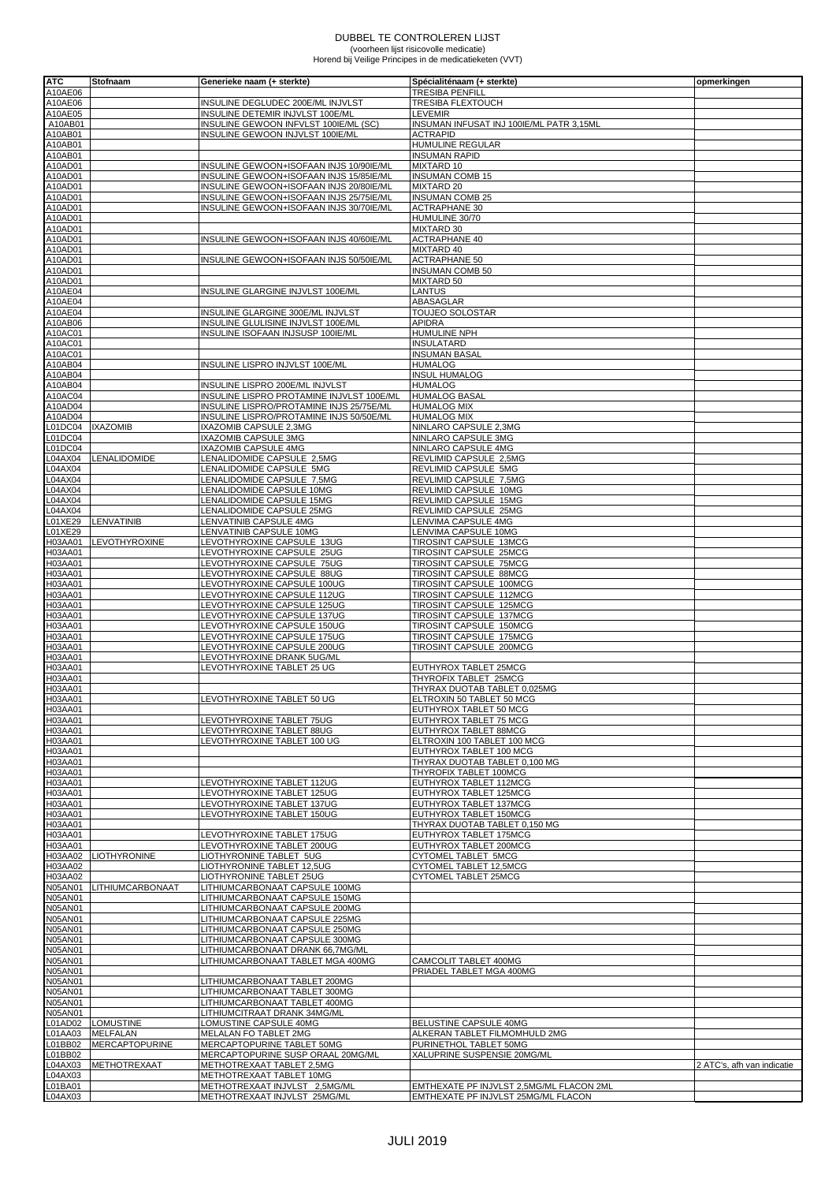# DUBBEL TE CONTROLEREN LIJST

(voorheen lijst risicovolle medicatie)

Horend bij Veilige Principes in de medicatieketen (VVT)

| ATC | Stofnaam | Generieke naam (+ sterkte) | Spécialiténaam (+ sterkte) | opmerkingen |
|---|---|---|---|---|
| A10AE06 | | | TRESIBA PENFILL | |
| A10AE06 | | INSULINE DEGLUDEC 200E/ML INJVLST | TRESIBA FLEXTOUCH | |
| A10AE05 | | INSULINE DETEMIR INJVLST 100E/ML | LEVEMIR | |
| A10AB01 | | INSULINE GEWOON INFVLST 100IE/ML (SC) | INSUMAN INFUSAT INJ 100IE/ML PATR 3,15ML | |
| A10AB01 | | INSULINE GEWOON INJVLST 100IE/ML | ACTRAPID | |
| A10AB01 | | | HUMULINE REGULAR | |
| A10AB01 | | | INSUMAN RAPID | |
| A10AD01 | | INSULINE GEWOON+ISOFAAN INJS 10/90IE/ML | MIXTARD 10 | |
| A10AD01 | | INSULINE GEWOON+ISOFAAN INJS 15/85IE/ML | INSUMAN COMB 15 | |
| A10AD01 | | INSULINE GEWOON+ISOFAAN INJS 20/80IE/ML | MIXTARD 20 | |
| A10AD01 | | INSULINE GEWOON+ISOFAAN INJS 25/75IE/ML | INSUMAN COMB 25 | |
| A10AD01 | | INSULINE GEWOON+ISOFAAN INJS 30/70IE/ML | ACTRAPHANE 30 | |
| A10AD01 | | | HUMULINE 30/70 | |
| A10AD01 | | | MIXTARD 30 | |
| A10AD01 | | INSULINE GEWOON+ISOFAAN INJS 40/60IE/ML | ACTRAPHANE 40 | |
| A10AD01 | | | MIXTARD 40 | |
| A10AD01 | | INSULINE GEWOON+ISOFAAN INJS 50/50IE/ML | ACTRAPHANE 50 | |
| A10AD01 | | | INSUMAN COMB 50 | |
| A10AD01 | | | MIXTARD 50 | |
| A10AE04 | | INSULINE GLARGINE INJVLST 100E/ML | LANTUS | |
| A10AE04 | | | ABASAGLAR | |
| A10AE04 | | INSULINE GLARGINE 300E/ML INJVLST | TOUJEO SOLOSTAR | |
| A10AB06 | | INSULINE GLULISINE INJVLST 100E/ML | APIDRA | |
| A10AC01 | | INSULINE ISOFAAN INJSUSP 100IE/ML | HUMULINE NPH | |
| A10AC01 | | | INSULATARD | |
| A10AC01 | | | INSUMAN BASAL | |
| A10AB04 | | INSULINE LISPRO INJVLST 100E/ML | HUMALOG | |
| A10AB04 | | | INSUL HUMALOG | |
| A10AB04 | | INSULINE LISPRO 200E/ML INJVLST | HUMALOG | |
| A10AC04 | | INSULINE LISPRO PROTAMINE INJVLST 100E/ML | HUMALOG BASAL | |
| A10AD04 | | INSULINE LISPRO/PROTAMINE INJS 25/75E/ML | HUMALOG MIX | |
| A10AD04 | | INSULINE LISPRO/PROTAMINE INJS 50/50E/ML | HUMALOG MIX | |
| L01DC04 | IXAZOMIB | IXAZOMIB CAPSULE 2,3MG | NINLARO CAPSULE 2,3MG | |
| L01DC04 | | IXAZOMIB CAPSULE 3MG | NINLARO CAPSULE 3MG | |
| L01DC04 | | IXAZOMIB CAPSULE 4MG | NINLARO CAPSULE 4MG | |
| L04AX04 | LENALIDOMIDE | LENALIDOMIDE CAPSULE 2,5MG | REVLIMID CAPSULE 2,5MG | |
| L04AX04 | | LENALIDOMIDE CAPSULE 5MG | REVLIMID CAPSULE 5MG | |
| L04AX04 | | LENALIDOMIDE CAPSULE 7,5MG | REVLIMID CAPSULE 7,5MG | |
| L04AX04 | | LENALIDOMIDE CAPSULE 10MG | REVLIMID CAPSULE 10MG | |
| L04AX04 | | LENALIDOMIDE CAPSULE 15MG | REVLIMID CAPSULE 15MG | |
| L04AX04 | | LENALIDOMIDE CAPSULE 25MG | REVLIMID CAPSULE 25MG | |
| L01XE29 | LENVATINIB | LENVATINIB CAPSULE 4MG | LENVIMA CAPSULE 4MG | |
| L01XE29 | | LENVATINIB CAPSULE 10MG | LENVIMA CAPSULE 10MG | |
| H03AA01 | LEVOTHYROXINE | LEVOTHYROXINE CAPSULE 13UG | TIROSINT CAPSULE 13MCG | |
| H03AA01 | | LEVOTHYROXINE CAPSULE 25UG | TIROSINT CAPSULE 25MCG | |
| H03AA01 | | LEVOTHYROXINE CAPSULE 75UG | TIROSINT CAPSULE 75MCG | |
| H03AA01 | | LEVOTHYROXINE CAPSULE 88UG | TIROSINT CAPSULE 88MCG | |
| H03AA01 | | LEVOTHYROXINE CAPSULE 100UG | TIROSINT CAPSULE 100MCG | |
| H03AA01 | | LEVOTHYROXINE CAPSULE 112UG | TIROSINT CAPSULE 112MCG | |
| H03AA01 | | LEVOTHYROXINE CAPSULE 125UG | TIROSINT CAPSULE 125MCG | |
| H03AA01 | | LEVOTHYROXINE CAPSULE 137UG | TIROSINT CAPSULE 137MCG | |
| H03AA01 | | LEVOTHYROXINE CAPSULE 150UG | TIROSINT CAPSULE 150MCG | |
| H03AA01 | | LEVOTHYROXINE CAPSULE 175UG | TIROSINT CAPSULE 175MCG | |
| H03AA01 | | LEVOTHYROXINE CAPSULE 200UG | TIROSINT CAPSULE 200MCG | |
| H03AA01 | | LEVOTHYROXINE DRANK 5UG/ML | | |
| H03AA01 | | LEVOTHYROXINE TABLET 25 UG | EUTHYROX TABLET 25MCG | |
| H03AA01 | | | THYROFIX TABLET 25MCG | |
| H03AA01 | | | THYRAX DUOTAB TABLET 0,025MG | |
| H03AA01 | | LEVOTHYROXINE TABLET 50 UG | ELTROXIN 50 TABLET 50 MCG | |
| H03AA01 | | | EUTHYROX TABLET 50 MCG | |
| H03AA01 | | LEVOTHYROXINE TABLET 75UG | EUTHYROX TABLET 75 MCG | |
| H03AA01 | | LEVOTHYROXINE TABLET 88UG | EUTHYROX TABLET 88MCG | |
| H03AA01 | | LEVOTHYROXINE TABLET 100 UG | ELTROXIN 100 TABLET 100 MCG | |
| H03AA01 | | | EUTHYROX TABLET 100 MCG | |
| H03AA01 | | | THYRAX DUOTAB TABLET 0,100 MG | |
| H03AA01 | | | THYROFIX TABLET 100MCG | |
| H03AA01 | | LEVOTHYROXINE TABLET 112UG | EUTHYROX TABLET 112MCG | |
| H03AA01 | | LEVOTHYROXINE TABLET 125UG | EUTHYROX TABLET 125MCG | |
| H03AA01 | | LEVOTHYROXINE TABLET 137UG | EUTHYROX TABLET 137MCG | |
| H03AA01 | | LEVOTHYROXINE TABLET 150UG | EUTHYROX TABLET 150MCG | |
| H03AA01 | | | THYRAX DUOTAB TABLET 0,150 MG | |
| H03AA01 | | LEVOTHYROXINE TABLET 175UG | EUTHYROX TABLET 175MCG | |
| H03AA01 | | LEVOTHYROXINE TABLET 200UG | EUTHYROX TABLET 200MCG | |
| H03AA02 | LIOTHYRONINE | LIOTHYRONINE TABLET 5UG | CYTOMEL TABLET 5MCG | |
| H03AA02 | | LIOTHYRONINE TABLET 12,5UG | CYTOMEL TABLET 12,5MCG | |
| H03AA02 | | LIOTHYRONINE TABLET 25UG | CYTOMEL TABLET 25MCG | |
| N05AN01 | LITHIUMCARBONAAT | LITHIUMCARBONAAT CAPSULE 100MG | | |
| N05AN01 | | LITHIUMCARBONAAT CAPSULE 150MG | | |
| N05AN01 | | LITHIUMCARBONAAT CAPSULE 200MG | | |
| N05AN01 | | LITHIUMCARBONAAT CAPSULE 225MG | | |
| N05AN01 | | LITHIUMCARBONAAT CAPSULE 250MG | | |
| N05AN01 | | LITHIUMCARBONAAT CAPSULE 300MG | | |
| N05AN01 | | LITHIUMCARBONAAT DRANK 66,7MG/ML | | |
| N05AN01 | | LITHIUMCARBONAAT TABLET MGA 400MG | CAMCOLIT TABLET 400MG | |
| N05AN01 | | | PRIADEL TABLET MGA 400MG | |
| N05AN01 | | LITHIUMCARBONAAT TABLET 200MG | | |
| N05AN01 | | LITHIUMCARBONAAT TABLET 300MG | | |
| N05AN01 | | LITHIUMCARBONAAT TABLET 400MG | | |
| N05AN01 | | LITHIUMCITRAAT DRANK 34MG/ML | | |
| L01AD02 | LOMUSTINE | LOMUSTINE CAPSULE 40MG | BELUSTINE CAPSULE 40MG | |
| L01AA03 | MELFALAN | MELALAN FO TABLET 2MG | ALKERAN TABLET FILMOMHULD 2MG | |
| L01BB02 | MERCAPTOPURINE | MERCAPTOPURINE TABLET 50MG | PURINETHOL TABLET 50MG | |
| L01BB02 | | MERCAPTOPURINE SUSP ORAAL 20MG/ML | XALUPRINE SUSPENSIE 20MG/ML | |
| L04AX03 | METHOTREXAAT | METHOTREXAAT TABLET 2,5MG | | 2 ATC's, afh van indicatie |
| L04AX03 | | METHOTREXAAT TABLET 10MG | | |
| L01BA01 | | METHOTREXAAT INJVLST 2,5MG/ML | EMTHEXATE PF INJVLST 2,5MG/ML FLACON 2ML | |
| L04AX03 | | METHOTREXAAT INJVLST 25MG/ML | EMTHEXATE PF INJVLST 25MG/ML FLACON | |

JULI 2019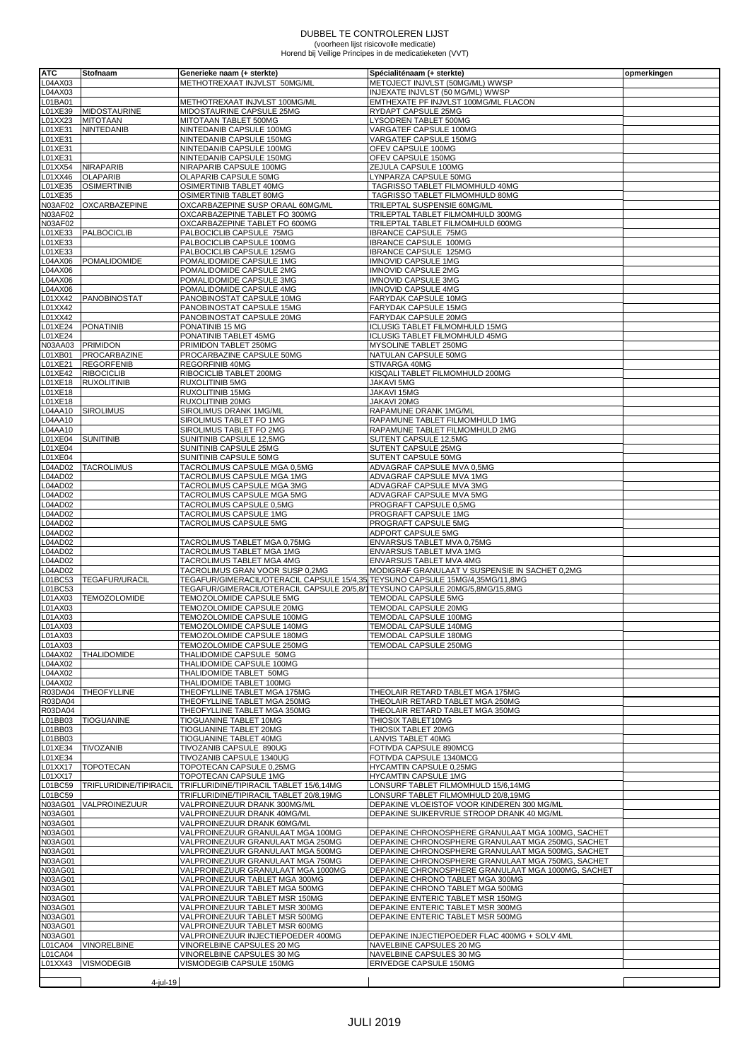# DUBBEL TE CONTROLEREN LIJST

(voorheen lijst risicovolle medicatie)

Horend bij Veilige Principes in de medicatieketen (VVT)

| ATC | Stofnaam | Generieke naam (+ sterkte) | Spécialiténaam (+ sterkte) | opmerkingen |
|---|---|---|---|---|
| L04AX03 | | METHOTREXAAT INJVLST 50MG/ML | METOJECT INJVLST (50MG/ML) WWSP | |
| L04AX03 | | | INJEXATE INJVLST (50 MG/ML) WWSP | |
| L01BA01 | | METHOTREXAAT INJVLST 100MG/ML | EMTHEXATE PF INJVLST 100MG/ML FLACON | |
| L01XE39 | MIDOSTAURINE | MIDOSTAURINE CAPSULE 25MG | RYDAPT CAPSULE 25MG | |
| L01XX23 | MITOTAAN | MITOTAAN TABLET 500MG | LYSODREN TABLET 500MG | |
| L01XE31 | NINTEDANIB | NINTEDANIB CAPSULE 100MG | VARGATEF CAPSULE 100MG | |
| L01XE31 | | NINTEDANIB CAPSULE 150MG | VARGATEF CAPSULE 150MG | |
| L01XE31 | | NINTEDANIB CAPSULE 100MG | OFEV CAPSULE 100MG | |
| L01XE31 | | NINTEDANIB CAPSULE 150MG | OFEV CAPSULE 150MG | |
| L01XX54 | NIRAPARIB | NIRAPARIB CAPSULE 100MG | ZEJULA CAPSULE 100MG | |
| L01XX46 | OLAPARIB | OLAPARIB CAPSULE 50MG | LYNPARZA CAPSULE 50MG | |
| L01XE35 | OSIMERTINIB | OSIMERTINIB TABLET 40MG | TAGRISSO TABLET FILMOMHULD 40MG | |
| L01XE35 | | OSIMERTINIB TABLET 80MG | TAGRISSO TABLET FILMOMHULD 80MG | |
| N03AF02 | OXCARBAZEPINE | OXCARBAZEPINE SUSP ORAAL 60MG/ML | TRILEPTAL SUSPENSIE 60MG/ML | |
| N03AF02 | | OXCARBAZEPINE TABLET FO 300MG | TRILEPTAL TABLET FILMOMHULD 300MG | |
| N03AF02 | | OXCARBAZEPINE TABLET FO 600MG | TRILEPTAL TABLET FILMOMHULD 600MG | |
| L01XE33 | PALBOCICLIB | PALBOCICLIB CAPSULE 75MG | IBRANCE CAPSULE 75MG | |
| L01XE33 | | PALBOCICLIB CAPSULE 100MG | IBRANCE CAPSULE 100MG | |
| L01XE33 | | PALBOCICLIB CAPSULE 125MG | IBRANCE CAPSULE 125MG | |
| L04AX06 | POMALIDOMIDE | POMALIDOMIDE CAPSULE 1MG | IMNOVID CAPSULE 1MG | |
| L04AX06 | | POMALIDOMIDE CAPSULE 2MG | IMNOVID CAPSULE 2MG | |
| L04AX06 | | POMALIDOMIDE CAPSULE 3MG | IMNOVID CAPSULE 3MG | |
| L04AX06 | | POMALIDOMIDE CAPSULE 4MG | IMNOVID CAPSULE 4MG | |
| L01XX42 | PANOBINOSTAT | PANOBINOSTAT CAPSULE 10MG | FARYDAK CAPSULE 10MG | |
| L01XX42 | | PANOBINOSTAT CAPSULE 15MG | FARYDAK CAPSULE 15MG | |
| L01XX42 | | PANOBINOSTAT CAPSULE 20MG | FARYDAK CAPSULE 20MG | |
| L01XE24 | PONATINIB | PONATINIB 15 MG | ICLUSIG TABLET FILMOMHULD 15MG | |
| L01XE24 | | PONATINIB TABLET 45MG | ICLUSIG TABLET FILMOMHULD 45MG | |
| N03AA03 | PRIMIDON | PRIMIDON TABLET 250MG | MYSOLINE TABLET 250MG | |
| L01XB01 | PROCARBAZINE | PROCARBAZINE CAPSULE 50MG | NATULAN CAPSULE 50MG | |
| L01XE21 | REGORFENIB | REGORFINIB 40MG | STIVARGA 40MG | |
| L01XE42 | RIBOCICLIB | RIBOCICLIB TABLET 200MG | KISQALI TABLET FILMOMHULD 200MG | |
| L01XE18 | RUXOLITINIB | RUXOLITINIB 5MG | JAKAVI 5MG | |
| L01XE18 | | RUXOLITINIB 15MG | JAKAVI 15MG | |
| L01XE18 | | RUXOLITINIB 20MG | JAKAVI 20MG | |
| L04AA10 | SIROLIMUS | SIROLIMUS DRANK 1MG/ML | RAPAMUNE DRANK 1MG/ML | |
| L04AA10 | | SIROLIMUS TABLET FO 1MG | RAPAMUNE TABLET FILMOMHULD 1MG | |
| L04AA10 | | SIROLIMUS TABLET FO 2MG | RAPAMUNE TABLET FILMOMHULD 2MG | |
| L01XE04 | SUNITINIB | SUNITINIB CAPSULE 12,5MG | SUTENT CAPSULE 12,5MG | |
| L01XE04 | | SUNITINIB CAPSULE 25MG | SUTENT CAPSULE 25MG | |
| L01XE04 | | SUNITINIB CAPSULE 50MG | SUTENT CAPSULE 50MG | |
| L04AD02 | TACROLIMUS | TACROLIMUS CAPSULE MGA 0,5MG | ADVAGRAF CAPSULE MVA 0,5MG | |
| L04AD02 | | TACROLIMUS CAPSULE MGA 1MG | ADVAGRAF CAPSULE MVA 1MG | |
| L04AD02 | | TACROLIMUS CAPSULE MGA 3MG | ADVAGRAF CAPSULE MVA 3MG | |
| L04AD02 | | TACROLIMUS CAPSULE MGA 5MG | ADVAGRAF CAPSULE MVA 5MG | |
| L04AD02 | | TACROLIMUS CAPSULE 0,5MG | PROGRAFT CAPSULE 0,5MG | |
| L04AD02 | | TACROLIMUS CAPSULE 1MG | PROGRAFT CAPSULE 1MG | |
| L04AD02 | | TACROLIMUS CAPSULE 5MG | PROGRAFT CAPSULE 5MG | |
| L04AD02 | | | ADPORT CAPSULE 5MG | |
| L04AD02 | | TACROLIMUS TABLET MGA 0,75MG | ENVARSUS TABLET MVA 0,75MG | |
| L04AD02 | | TACROLIMUS TABLET MGA 1MG | ENVARSUS TABLET MVA 1MG | |
| L04AD02 | | TACROLIMUS TABLET MGA 4MG | ENVARSUS TABLET MVA 4MG | |
| L04AD02 | | TACROLIMUS GRAN VOOR SUSP 0,2MG | MODIGRAF GRANULAAT V SUSPENSIE IN SACHET 0,2MG | |
| L01BC53 | TEGAFUR/URACIL | TEGAFUR/GIMERACIL/OTERACIL CAPSULE 15/4,35 | TEYSUNO CAPSULE 15MG/4,35MG/11,8MG | |
| L01BC53 | | TEGAFUR/GIMERACIL/OTERACIL CAPSULE 20/5,8/1 | TEYSUNO CAPSULE 20MG/5,8MG/15,8MG | |
| L01AX03 | TEMOZOLOMIDE | TEMOZOLOMIDE CAPSULE 5MG | TEMODAL CAPSULE 5MG | |
| L01AX03 | | TEMOZOLOMIDE CAPSULE 20MG | TEMODAL CAPSULE 20MG | |
| L01AX03 | | TEMOZOLOMIDE CAPSULE 100MG | TEMODAL CAPSULE 100MG | |
| L01AX03 | | TEMOZOLOMIDE CAPSULE 140MG | TEMODAL CAPSULE 140MG | |
| L01AX03 | | TEMOZOLOMIDE CAPSULE 180MG | TEMODAL CAPSULE 180MG | |
| L01AX03 | | TEMOZOLOMIDE CAPSULE 250MG | TEMODAL CAPSULE 250MG | |
| L04AX02 | THALIDOMIDE | THALIDOMIDE CAPSULE 50MG | | |
| L04AX02 | | THALIDOMIDE CAPSULE 100MG | | |
| L04AX02 | | THALIDOMIDE TABLET 50MG | | |
| L04AX02 | | THALIDOMIDE TABLET 100MG | | |
| R03DA04 | THEOFYLLINE | THEOFYLLINE TABLET MGA 175MG | THEOLAIR RETARD TABLET MGA 175MG | |
| R03DA04 | | THEOFYLLINE TABLET MGA 250MG | THEOLAIR RETARD TABLET MGA 250MG | |
| R03DA04 | | THEOFYLLINE TABLET MGA 350MG | THEOLAIR RETARD TABLET MGA 350MG | |
| L01BB03 | TIOGUANINE | TIOGUANINE TABLET 10MG | THIOSIX TABLET10MG | |
| L01BB03 | | TIOGUANINE TABLET 20MG | THIOSIX TABLET 20MG | |
| L01BB03 | | TIOGUANINE TABLET 40MG | LANVIS TABLET 40MG | |
| L01XE34 | TIVOZANIB | TIVOZANIB CAPSULE 890UG | FOTIVDA CAPSULE 890MCG | |
| L01XE34 | | TIVOZANIB CAPSULE 1340UG | FOTIVDA CAPSULE 1340MCG | |
| L01XX17 | TOPOTECAN | TOPOTECAN CAPSULE 0,25MG | HYCAMTIN CAPSULE 0,25MG | |
| L01XX17 | | TOPOTECAN CAPSULE 1MG | HYCAMTIN CAPSULE 1MG | |
| L01BC59 | TRIFLURIDINE/TIPIRACIL | TRIFLURIDINE/TIPIRACIL TABLET 15/6,14MG | LONSURF TABLET FILMOMHULD 15/6,14MG | |
| L01BC59 | | TRIFLURIDINE/TIPIRACIL TABLET 20/8,19MG | LONSURF TABLET FILMOMHULD 20/8,19MG | |
| N03AG01 | VALPROINEZUUR | VALPROINEZUUR DRANK 300MG/ML | DEPAKINE VLOEISTOF VOOR KINDEREN 300 MG/ML | |
| N03AG01 | | VALPROINEZUUR DRANK 40MG/ML | DEPAKINE SUIKERVRIJE STROOP DRANK 40 MG/ML | |
| N03AG01 | | VALPROINEZUUR DRANK 60MG/ML | | |
| N03AG01 | | VALPROINEZUUR GRANULAAT MGA 100MG | DEPAKINE CHRONOSPHERE GRANULAAT MGA 100MG, SACHET | |
| N03AG01 | | VALPROINEZUUR GRANULAAT MGA 250MG | DEPAKINE CHRONOSPHERE GRANULAAT MGA 250MG, SACHET | |
| N03AG01 | | VALPROINEZUUR GRANULAAT MGA 500MG | DEPAKINE CHRONOSPHERE GRANULAAT MGA 500MG, SACHET | |
| N03AG01 | | VALPROINEZUUR GRANULAAT MGA 750MG | DEPAKINE CHRONOSPHERE GRANULAAT MGA 750MG, SACHET | |
| N03AG01 | | VALPROINEZUUR GRANULAAT MGA 1000MG | DEPAKINE CHRONOSPHERE GRANULAAT MGA 1000MG, SACHET | |
| N03AG01 | | VALPROINEZUUR TABLET MGA 300MG | DEPAKINE CHRONO TABLET MGA 300MG | |
| N03AG01 | | VALPROINEZUUR TABLET MGA 500MG | DEPAKINE CHRONO TABLET MGA 500MG | |
| N03AG01 | | VALPROINEZUUR TABLET MSR 150MG | DEPAKINE ENTERIC TABLET MSR 150MG | |
| N03AG01 | | VALPROINEZUUR TABLET MSR 300MG | DEPAKINE ENTERIC TABLET MSR 300MG | |
| N03AG01 | | VALPROINEZUUR TABLET MSR 500MG | DEPAKINE ENTERIC TABLET MSR 500MG | |
| N03AG01 | | VALPROINEZUUR TABLET MSR 600MG | | |
| N03AG01 | | VALPROINEZUUR INJECTIEPOEDER 400MG | DEPAKINE INJECTIEPOEDER FLAC 400MG + SOLV 4ML | |
| L01CA04 | VINORELBINE | VINORELBINE CAPSULES 20 MG | NAVELBINE CAPSULES 20 MG | |
| L01CA04 | | VINORELBINE CAPSULES 30 MG | NAVELBINE CAPSULES 30 MG | |
| L01XX43 | VISMODEGIB | VISMODEGIB CAPSULE 150MG | ERIVEDGE CAPSULE 150MG | |
| | 4-jul-19 | | | |

JULI 2019